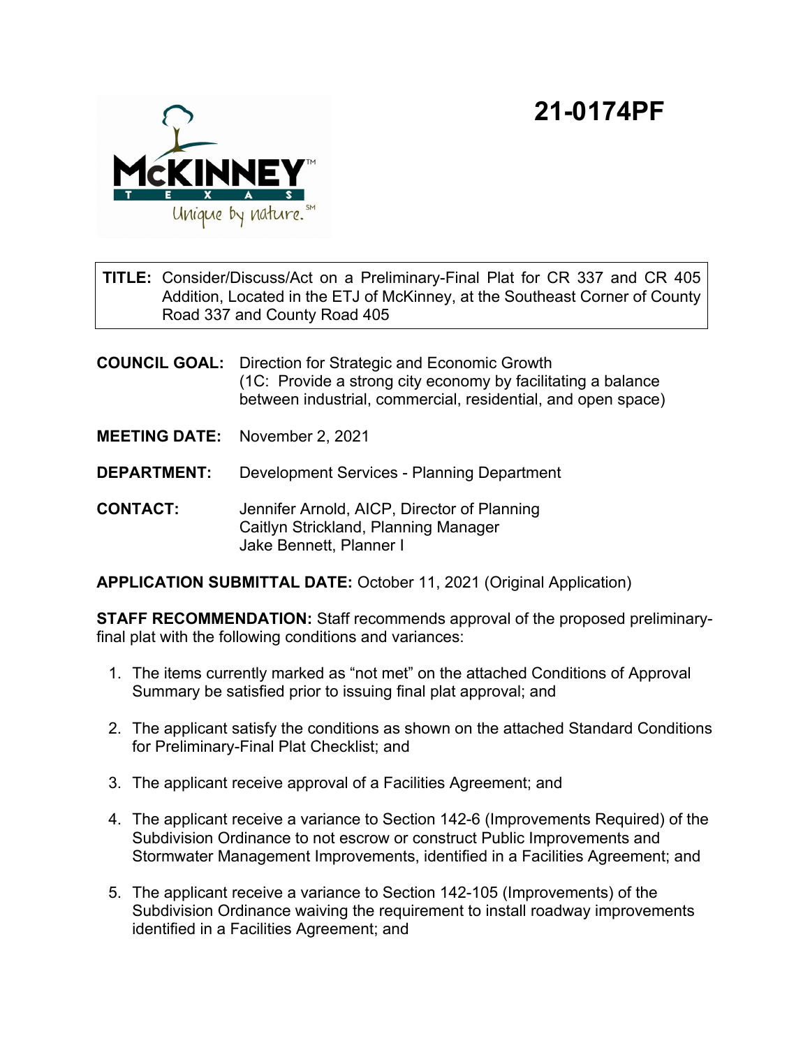# 21-0174PF

**TITLE:** Consider/Discuss/Act on a Preliminary-Final Plat for CR 337 and CR 405 Addition, Located in the ETJ of McKinney, at the Southeast Corner of County Road 337 and County Road 405

**COUNCIL GOAL:** Direction for Strategic and Economic Growth (1C: Provide a strong city economy by facilitating a balance between industrial, commercial, residential, and open space)

**MEETING DATE:** November 2, 2021

**DEPARTMENT:** Development Services - Planning Department

**CONTACT:** Jennifer Arnold, AICP, Director of Planning
Caitlyn Strickland, Planning Manager
Jake Bennett, Planner I

**APPLICATION SUBMITTAL DATE:** October 11, 2021 (Original Application)

**STAFF RECOMMENDATION:** Staff recommends approval of the proposed preliminary-final plat with the following conditions and variances:

1. The items currently marked as “not met” on the attached Conditions of Approval Summary be satisfied prior to issuing final plat approval; and

2. The applicant satisfy the conditions as shown on the attached Standard Conditions for Preliminary-Final Plat Checklist; and

3. The applicant receive approval of a Facilities Agreement; and

4. The applicant receive a variance to Section 142-6 (Improvements Required) of the Subdivision Ordinance to not escrow or construct Public Improvements and Stormwater Management Improvements, identified in a Facilities Agreement; and

5. The applicant receive a variance to Section 142-105 (Improvements) of the Subdivision Ordinance waiving the requirement to install roadway improvements identified in a Facilities Agreement; and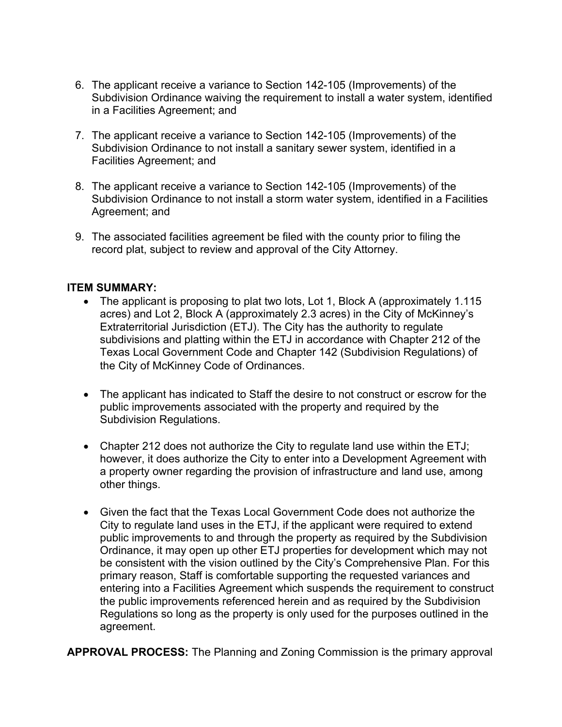6. The applicant receive a variance to Section 142-105 (Improvements) of the Subdivision Ordinance waiving the requirement to install a water system, identified in a Facilities Agreement; and

7. The applicant receive a variance to Section 142-105 (Improvements) of the Subdivision Ordinance to not install a sanitary sewer system, identified in a Facilities Agreement; and

8. The applicant receive a variance to Section 142-105 (Improvements) of the Subdivision Ordinance to not install a storm water system, identified in a Facilities Agreement; and

9. The associated facilities agreement be filed with the county prior to filing the record plat, subject to review and approval of the City Attorney.

**ITEM SUMMARY:**

- The applicant is proposing to plat two lots, Lot 1, Block A (approximately 1.115 acres) and Lot 2, Block A (approximately 2.3 acres) in the City of McKinney's Extraterritorial Jurisdiction (ETJ). The City has the authority to regulate subdivisions and platting within the ETJ in accordance with Chapter 212 of the Texas Local Government Code and Chapter 142 (Subdivision Regulations) of the City of McKinney Code of Ordinances.

- The applicant has indicated to Staff the desire to not construct or escrow for the public improvements associated with the property and required by the Subdivision Regulations.

- Chapter 212 does not authorize the City to regulate land use within the ETJ; however, it does authorize the City to enter into a Development Agreement with a property owner regarding the provision of infrastructure and land use, among other things.

- Given the fact that the Texas Local Government Code does not authorize the City to regulate land uses in the ETJ, if the applicant were required to extend public improvements to and through the property as required by the Subdivision Ordinance, it may open up other ETJ properties for development which may not be consistent with the vision outlined by the City's Comprehensive Plan. For this primary reason, Staff is comfortable supporting the requested variances and entering into a Facilities Agreement which suspends the requirement to construct the public improvements referenced herein and as required by the Subdivision Regulations so long as the property is only used for the purposes outlined in the agreement.

**APPROVAL PROCESS:** The Planning and Zoning Commission is the primary approval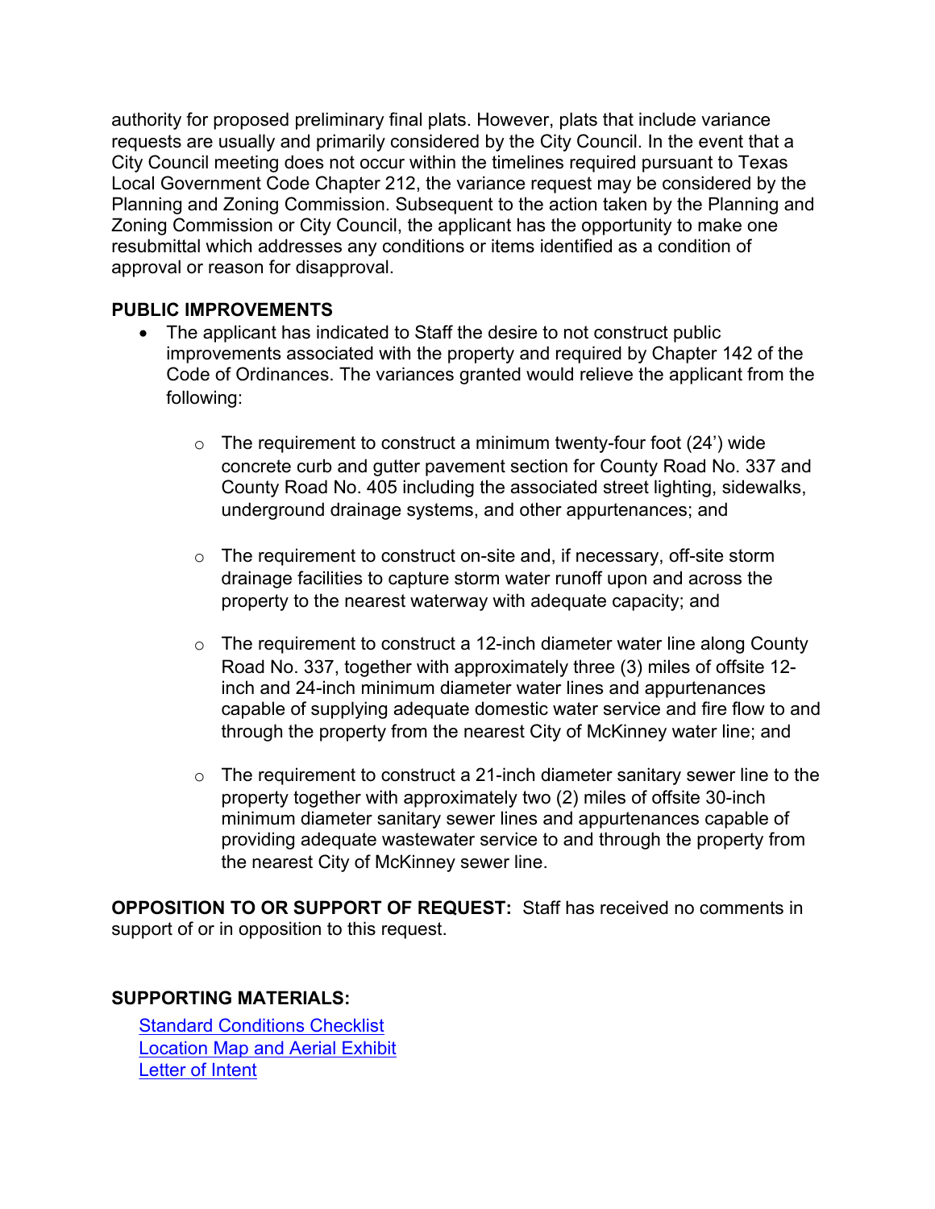authority for proposed preliminary final plats. However, plats that include variance requests are usually and primarily considered by the City Council. In the event that a City Council meeting does not occur within the timelines required pursuant to Texas Local Government Code Chapter 212, the variance request may be considered by the Planning and Zoning Commission. Subsequent to the action taken by the Planning and Zoning Commission or City Council, the applicant has the opportunity to make one resubmittal which addresses any conditions or items identified as a condition of approval or reason for disapproval.

**PUBLIC IMPROVEMENTS**

- The applicant has indicated to Staff the desire to not construct public improvements associated with the property and required by Chapter 142 of the Code of Ordinances. The variances granted would relieve the applicant from the following:
  - The requirement to construct a minimum twenty-four foot (24') wide concrete curb and gutter pavement section for County Road No. 337 and County Road No. 405 including the associated street lighting, sidewalks, underground drainage systems, and other appurtenances; and
  - The requirement to construct on-site and, if necessary, off-site storm drainage facilities to capture storm water runoff upon and across the property to the nearest waterway with adequate capacity; and
  - The requirement to construct a 12-inch diameter water line along County Road No. 337, together with approximately three (3) miles of offsite 12-inch and 24-inch minimum diameter water lines and appurtenances capable of supplying adequate domestic water service and fire flow to and through the property from the nearest City of McKinney water line; and
  - The requirement to construct a 21-inch diameter sanitary sewer line to the property together with approximately two (2) miles of offsite 30-inch minimum diameter sanitary sewer lines and appurtenances capable of providing adequate wastewater service to and through the property from the nearest City of McKinney sewer line.

**OPPOSITION TO OR SUPPORT OF REQUEST:** Staff has received no comments in support of or in opposition to this request.

**SUPPORTING MATERIALS:**

Standard Conditions Checklist
Location Map and Aerial Exhibit
Letter of Intent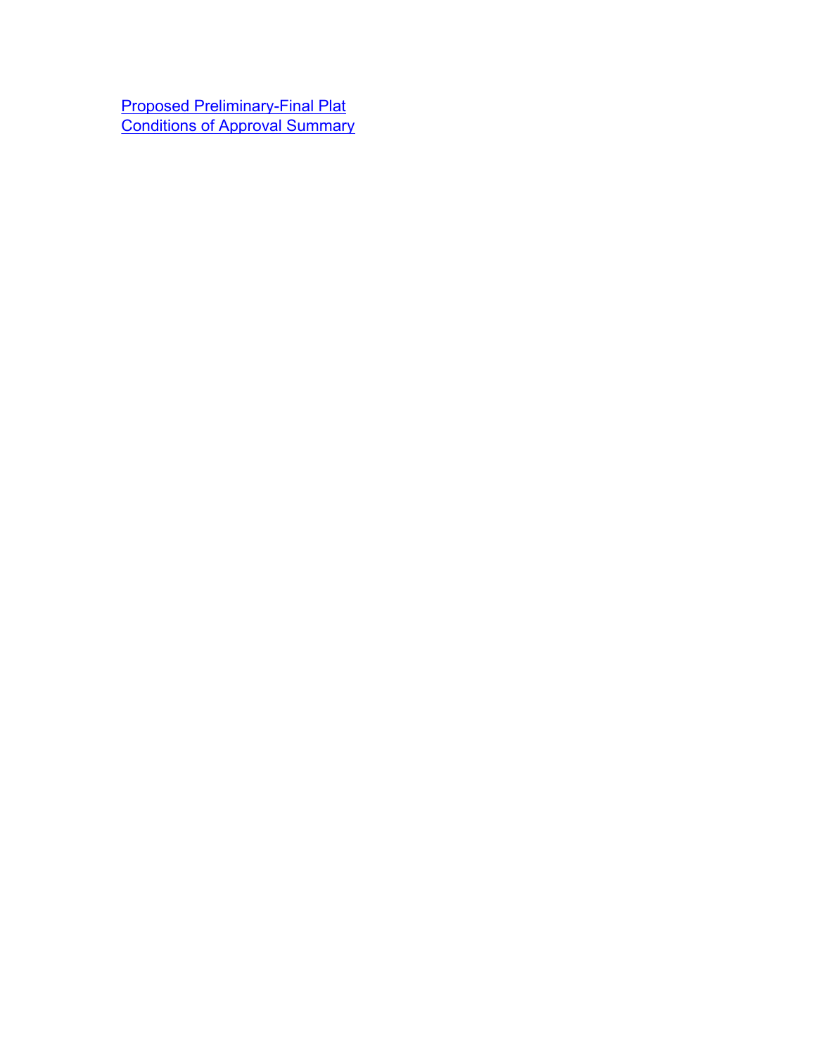[Proposed Preliminary-Final Plat]
[Conditions of Approval Summary]